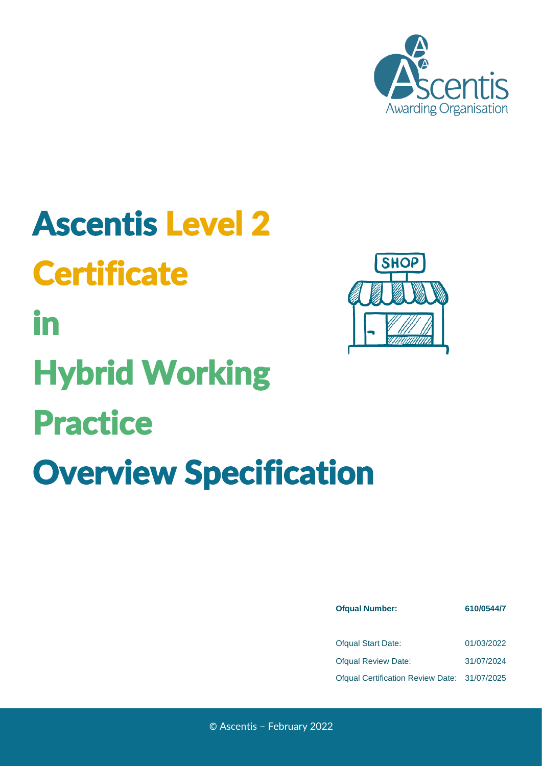# Ascentis Level 2 Certificate in Hybrid Working Practice Overview Specification

| Ofqual Number: | 610/0544/7 |
| --- | --- |
| Ofqual Start Date: | 01/03/2022 |
| Ofqual Review Date: | 31/07/2024 |
| Ofqual Certification Review Date: | 31/07/2025 |

© Ascentis – February 2022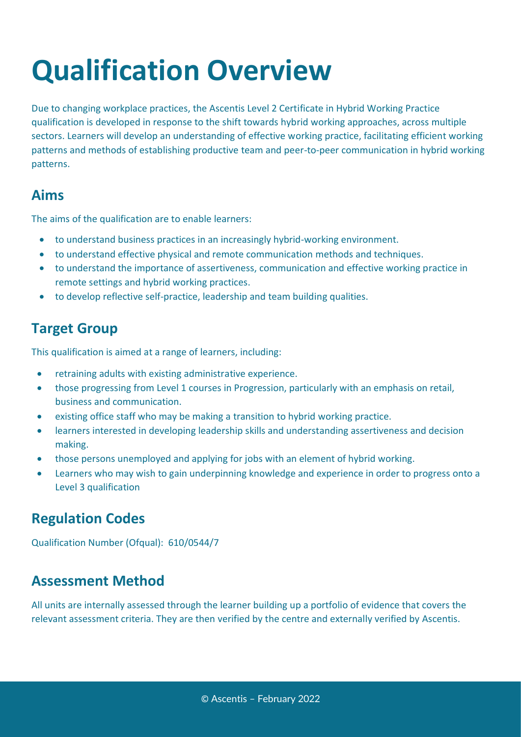# Qualification Overview

Due to changing workplace practices, the Ascentis Level 2 Certificate in Hybrid Working Practice qualification is developed in response to the shift towards hybrid working approaches, across multiple sectors. Learners will develop an understanding of effective working practice, facilitating efficient working patterns and methods of establishing productive team and peer-to-peer communication in hybrid working patterns.

## Aims

The aims of the qualification are to enable learners:

- to understand business practices in an increasingly hybrid-working environment.
- to understand effective physical and remote communication methods and techniques.
- to understand the importance of assertiveness, communication and effective working practice in remote settings and hybrid working practices.
- to develop reflective self-practice, leadership and team building qualities.

## Target Group

This qualification is aimed at a range of learners, including:

- retraining adults with existing administrative experience.
- those progressing from Level 1 courses in Progression, particularly with an emphasis on retail, business and communication.
- existing office staff who may be making a transition to hybrid working practice.
- learners interested in developing leadership skills and understanding assertiveness and decision making.
- those persons unemployed and applying for jobs with an element of hybrid working.
- Learners who may wish to gain underpinning knowledge and experience in order to progress onto a Level 3 qualification

## Regulation Codes

Qualification Number (Ofqual): 610/0544/7

## Assessment Method

All units are internally assessed through the learner building up a portfolio of evidence that covers the relevant assessment criteria. They are then verified by the centre and externally verified by Ascentis.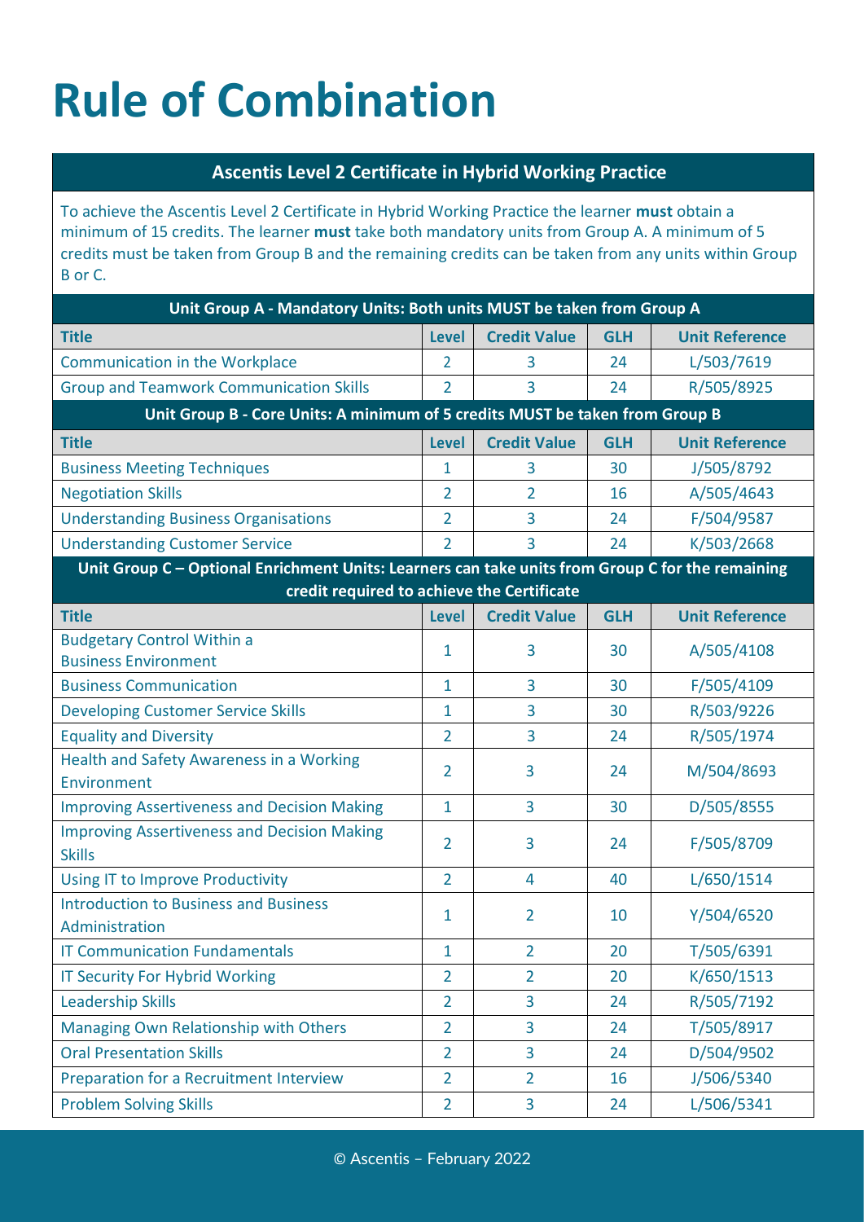# Rule of Combination

| Ascentis Level 2 Certificate in Hybrid Working Practice | | | | |
|---|---|---|---|---|
| To achieve the Ascentis Level 2 Certificate in Hybrid Working Practice the learner **must** obtain a minimum of 15 credits. The learner **must** take both mandatory units from Group A. A minimum of 5 credits must be taken from Group B and the remaining credits can be taken from any units within Group B or C. | | | | |
| **Unit Group A - Mandatory Units: Both units MUST be taken from Group A** | | | | |
| **Title** | **Level** | **Credit Value** | **GLH** | **Unit Reference** |
| Communication in the Workplace | 2 | 3 | 24 | L/503/7619 |
| Group and Teamwork Communication Skills | 2 | 3 | 24 | R/505/8925 |
| **Unit Group B - Core Units: A minimum of 5 credits MUST be taken from Group B** | | | | |
| **Title** | **Level** | **Credit Value** | **GLH** | **Unit Reference** |
| Business Meeting Techniques | 1 | 3 | 30 | J/505/8792 |
| Negotiation Skills | 2 | 2 | 16 | A/505/4643 |
| Understanding Business Organisations | 2 | 3 | 24 | F/504/9587 |
| Understanding Customer Service | 2 | 3 | 24 | K/503/2668 |
| **Unit Group C – Optional Enrichment Units: Learners can take units from Group C for the remaining credit required to achieve the Certificate** | | | | |
| **Title** | **Level** | **Credit Value** | **GLH** | **Unit Reference** |
| Budgetary Control Within a Business Environment | 1 | 3 | 30 | A/505/4108 |
| Business Communication | 1 | 3 | 30 | F/505/4109 |
| Developing Customer Service Skills | 1 | 3 | 30 | R/503/9226 |
| Equality and Diversity | 2 | 3 | 24 | R/505/1974 |
| Health and Safety Awareness in a Working Environment | 2 | 3 | 24 | M/504/8693 |
| Improving Assertiveness and Decision Making | 1 | 3 | 30 | D/505/8555 |
| Improving Assertiveness and Decision Making Skills | 2 | 3 | 24 | F/505/8709 |
| Using IT to Improve Productivity | 2 | 4 | 40 | L/650/1514 |
| Introduction to Business and Business Administration | 1 | 2 | 10 | Y/504/6520 |
| IT Communication Fundamentals | 1 | 2 | 20 | T/505/6391 |
| IT Security For Hybrid Working | 2 | 2 | 20 | K/650/1513 |
| Leadership Skills | 2 | 3 | 24 | R/505/7192 |
| Managing Own Relationship with Others | 2 | 3 | 24 | T/505/8917 |
| Oral Presentation Skills | 2 | 3 | 24 | D/504/9502 |
| Preparation for a Recruitment Interview | 2 | 2 | 16 | J/506/5340 |
| Problem Solving Skills | 2 | 3 | 24 | L/506/5341 |

© Ascentis – February 2022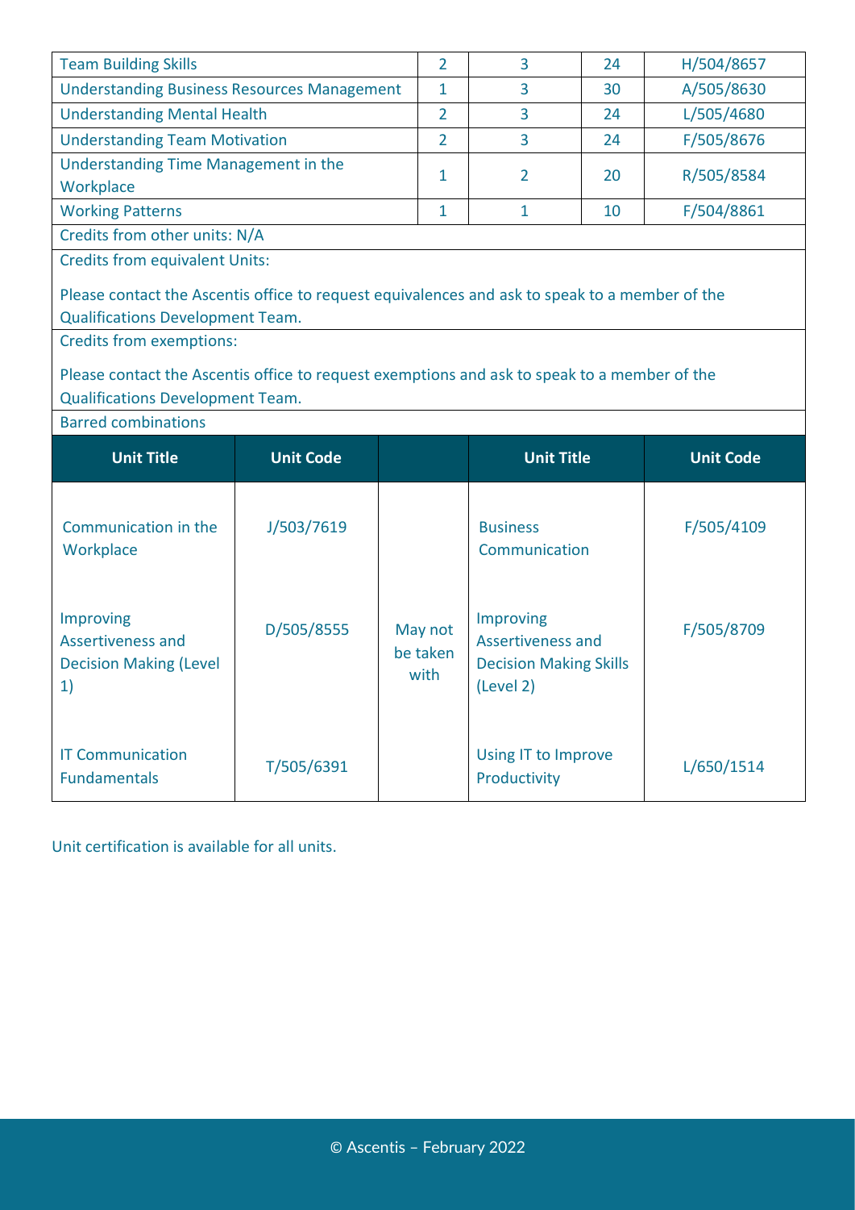| | | | | |
|---|---|---|---|---|
| Team Building Skills | 2 | 3 | 24 | H/504/8657 |
| Understanding Business Resources Management | 1 | 3 | 30 | A/505/8630 |
| Understanding Mental Health | 2 | 3 | 24 | L/505/4680 |
| Understanding Team Motivation | 2 | 3 | 24 | F/505/8676 |
| Understanding Time Management in the Workplace | 1 | 2 | 20 | R/505/8584 |
| Working Patterns | 1 | 1 | 10 | F/504/8861 |

Credits from other units: N/A

Credits from equivalent Units:

Please contact the Ascentis office to request equivalences and ask to speak to a member of the Qualifications Development Team.

Credits from exemptions:

Please contact the Ascentis office to request exemptions and ask to speak to a member of the Qualifications Development Team.

Barred combinations

| Unit Title | Unit Code | | Unit Title | Unit Code |
|---|---|---|---|---|
| Communication in the Workplace | J/503/7619 | May not be taken with | Business Communication | F/505/4109 |
| Improving Assertiveness and Decision Making (Level 1) | D/505/8555 | May not be taken with | Improving Assertiveness and Decision Making Skills (Level 2) | F/505/8709 |
| IT Communication Fundamentals | T/505/6391 | May not be taken with | Using IT to Improve Productivity | L/650/1514 |

Unit certification is available for all units.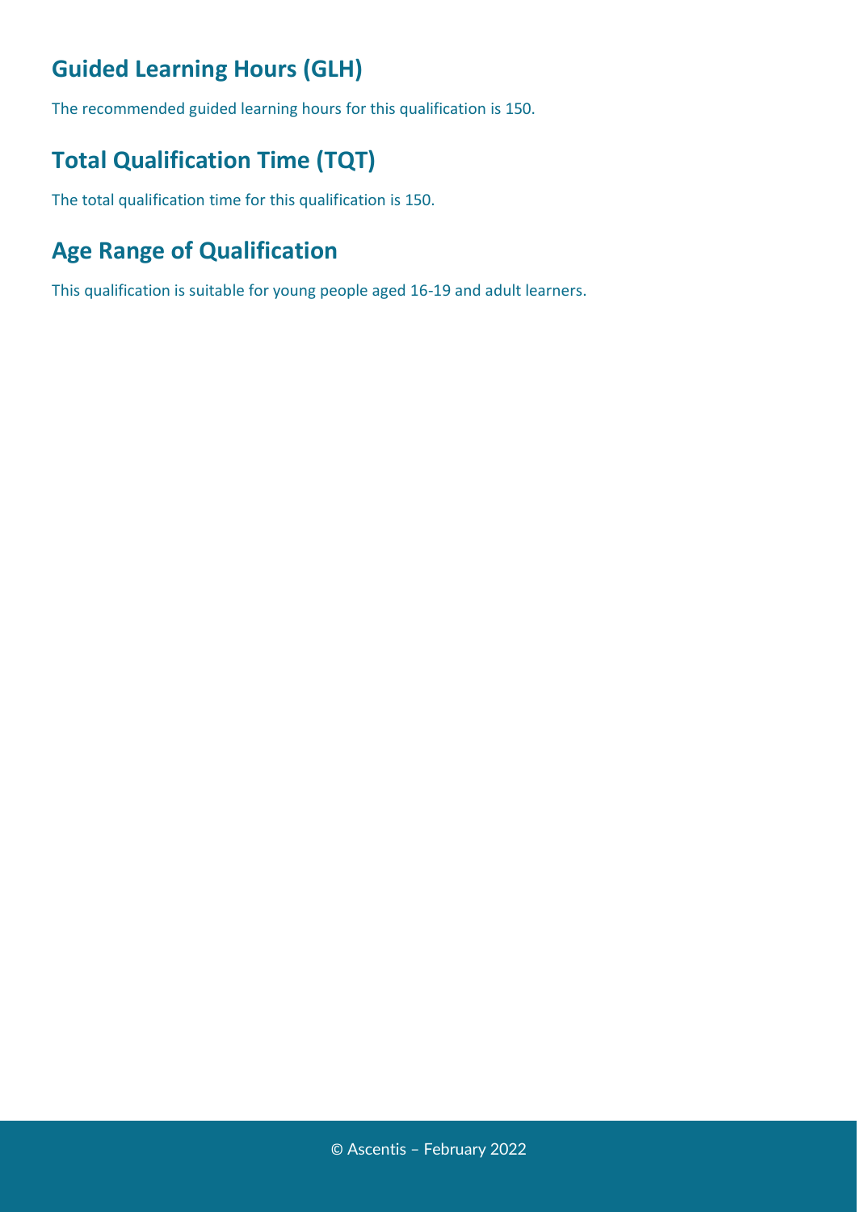## Guided Learning Hours (GLH)

The recommended guided learning hours for this qualification is 150.

## Total Qualification Time (TQT)

The total qualification time for this qualification is 150.

## Age Range of Qualification

This qualification is suitable for young people aged 16-19 and adult learners.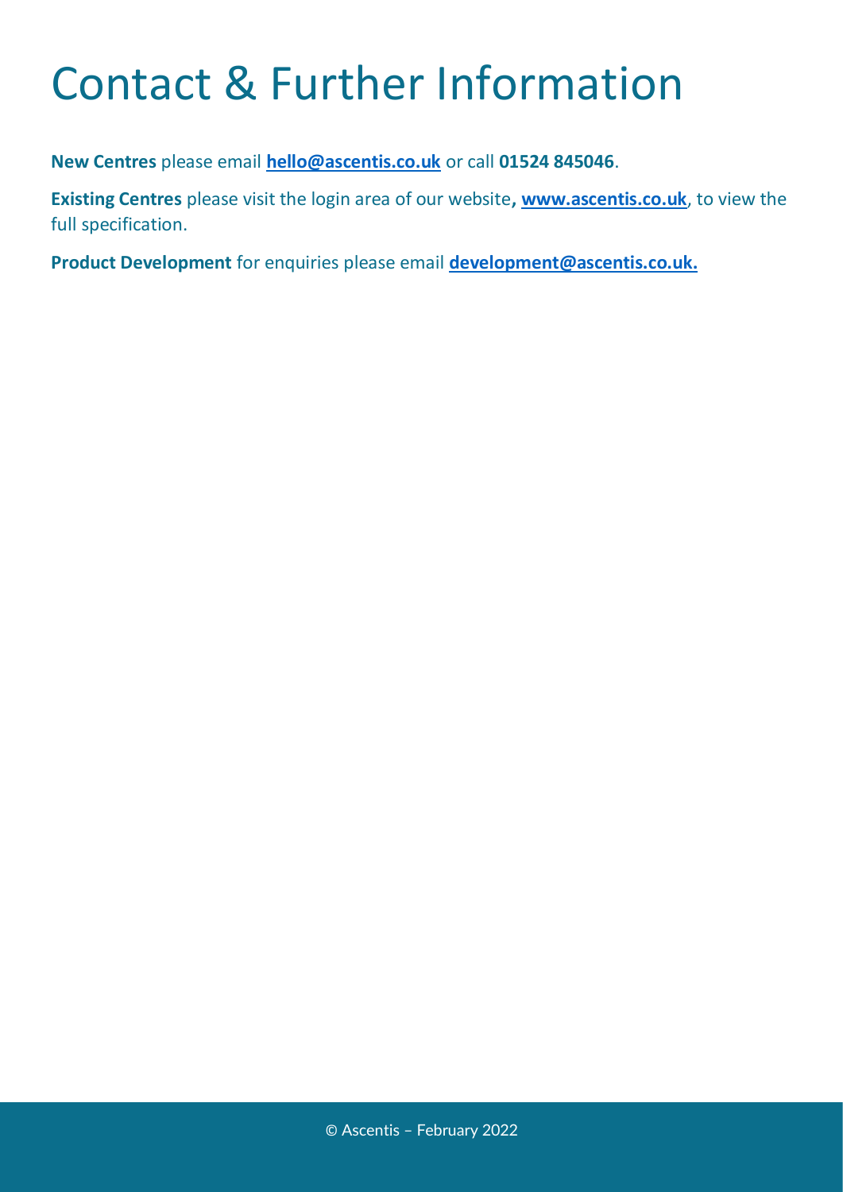# Contact & Further Information

**New Centres** please email **hello@ascentis.co.uk** or call **01524 845046**.

**Existing Centres** please visit the login area of our website**, www.ascentis.co.uk**, to view the full specification.

**Product Development** for enquiries please email **development@ascentis.co.uk.**

© Ascentis – February 2022